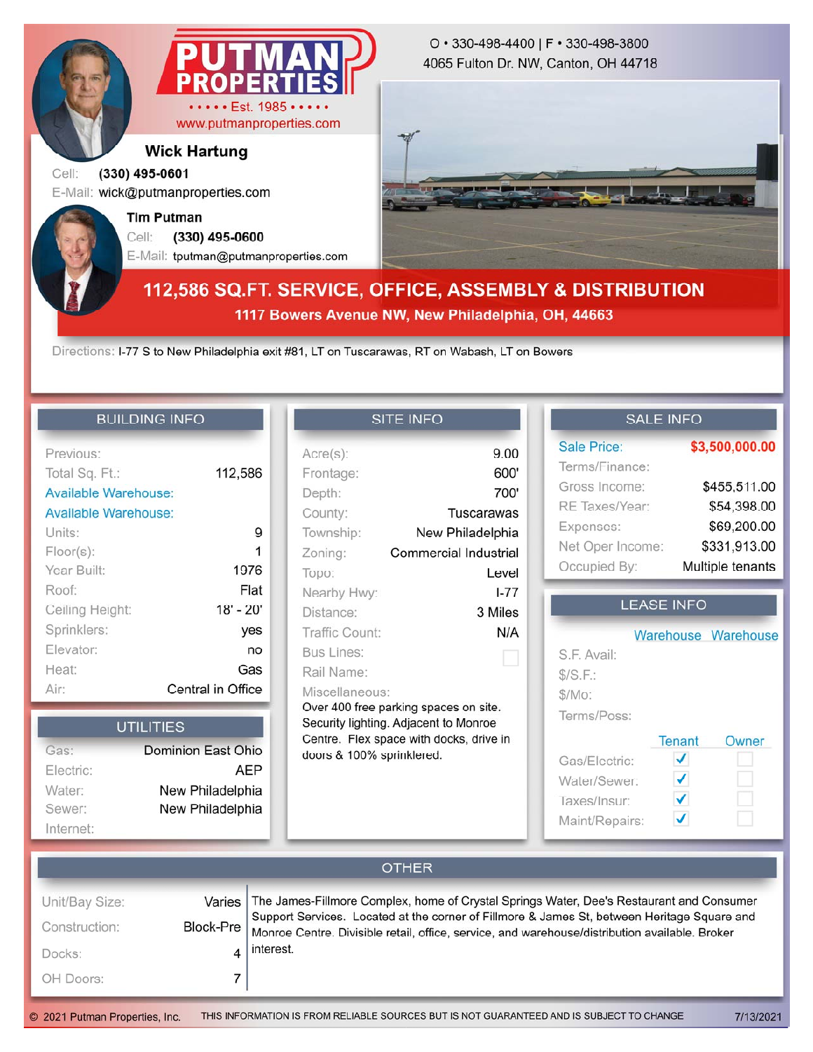# PUTMAN PROPERTIES

Est. 1985

www.putmanproperties.com

O • 330-498-4400 | F • 330-498-3800
4065 Fulton Dr. NW, Canton, OH 44718

**Wick Hartung**
Cell: (330) 495-0601
E-Mail: wick@putmanproperties.com

**Tim Putman**
Cell: (330) 495-0600
E-Mail: tputman@putmanproperties.com

## 112,586 SQ.FT. SERVICE, OFFICE, ASSEMBLY & DISTRIBUTION

### 1117 Bowers Avenue NW, New Philadelphia, OH, 44663

Directions: I-77 S to New Philadelphia exit #81, LT on Tuscarawas, RT on Wabash, LT on Bowers

## BUILDING INFO

| | |
|---|---|
| Previous: | |
| Total Sq. Ft.: | 112,586 |
| Available Warehouse: | |
| Available Warehouse: | |
| Units: | 9 |
| Floor(s): | 1 |
| Year Built: | 1976 |
| Roof: | Flat |
| Ceiling Height: | 18' - 20' |
| Sprinklers: | yes |
| Elevator: | no |
| Heat: | Gas |
| Air: | Central in Office |

## UTILITIES

| | |
|---|---|
| Gas: | Dominion East Ohio |
| Electric: | AEP |
| Water: | New Philadelphia |
| Sewer: | New Philadelphia |
| Internet: | |

## SITE INFO

| | |
|---|---|
| Acre(s): | 9.00 |
| Frontage: | 600' |
| Depth: | 700' |
| County: | Tuscarawas |
| Township: | New Philadelphia |
| Zoning: | Commercial Industrial |
| Topo: | Level |
| Nearby Hwy: | I-77 |
| Distance: | 3 Miles |
| Traffic Count: | N/A |
| Bus Lines: | ☐ |
| Rail Name: | |

Miscellaneous:
Over 400 free parking spaces on site. Security lighting. Adjacent to Monroe Centre. Flex space with docks, drive in doors & 100% sprinklered.

## SALE INFO

| | |
|---|---|
| Sale Price: | $3,500,000.00 |
| Terms/Finance: | |
| Gross Income: | $455,511.00 |
| RE Taxes/Year: | $54,398.00 |
| Expenses: | $69,200.00 |
| Net Oper Income: | $331,913.00 |
| Occupied By: | Multiple tenants |

## LEASE INFO

| | Warehouse | Warehouse |
|---|---|---|
| S.F. Avail: | | |
| $/S.F.: | | |
| $/Mo: | | |
| Terms/Poss: | | |

| | Tenant | Owner |
|---|---|---|
| Gas/Electric: | ✓ | ☐ |
| Water/Sewer: | ✓ | ☐ |
| Taxes/Insur: | ✓ | ☐ |
| Maint/Repairs: | ✓ | ☐ |

## OTHER

| | |
|---|---|
| Unit/Bay Size: | Varies |
| Construction: | Block-Pre |
| Docks: | 4 |
| OH Doors: | 7 |

The James-Fillmore Complex, home of Crystal Springs Water, Dee's Restaurant and Consumer Support Services. Located at the corner of Fillmore & James St, between Heritage Square and Monroe Centre. Divisible retail, office, service, and warehouse/distribution available. Broker interest.

© 2021 Putman Properties, Inc. THIS INFORMATION IS FROM RELIABLE SOURCES BUT IS NOT GUARANTEED AND IS SUBJECT TO CHANGE 7/13/2021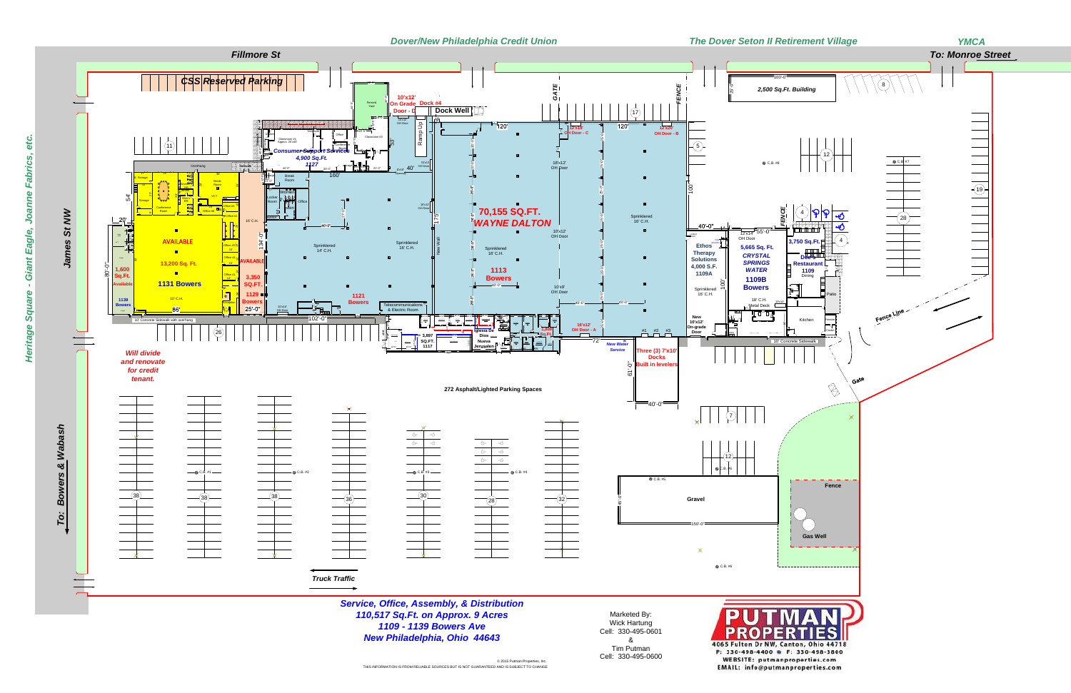Dover/New Philadelphia Credit Union

The Dover Seton II Retirement Village

YMCA

To: Monroe Street

Fillmore St

James St NW

Heritage Square - Giant Eagle, Joanne Fabrics, etc.

To: Bowers & Wabash

CSS Reserved Parking

10'x12' On Grade Door - D

Dock #4

Dock Well

Ramp Up

GATE

FENCE

2,500 Sq.Ft. Building

Consumer Support Services 4,900 Sq.Ft. 1127

70,155 SQ.FT. WAYNE DALTON

AVAILABLE 13,200 Sq. Ft. 1131 Bowers

1,600 Sq.Ft. Available

1139 Bowers

AVAILABLE 3,350 SQ.FT. 1129 Bowers

1121 Bowers

1113 Bowers

Ethos Therapy Solutions 4,000 S.F. 1109A

5,665 Sq. Ft. CRYSTAL SPRINGS WATER 1109B Bowers

3,750 Sq.Ft. Deli Restaurant 1109 Dining

3,897 SQ.FT. 1117

Iglesia De Dios Nueva Jerusalen

Telecommunications & Electric Room

New Water Service

Three (3) 7'x10' Docks Built in levelers

Will divide and renovate for credit tenant.

272 Asphalt/Lighted Parking Spaces

Gravel

Fence

Gas Well

Fence Line

Gate

Truck Traffic

**Service, Office, Assembly, & Distribution**
**110,517 Sq.Ft. on Approx. 9 Acres**
**1109 - 1139 Bowers Ave**
**New Philadelphia, Ohio 44643**

Marketed By:
Wick Hartung
Cell: 330-495-0601
&
Tim Putman
Cell: 330-495-0600

PUTMAN PROPERTIES
4065 Fulton Dr NW, Canton, Ohio 44718
P: 330-498-4400 F: 330-498-3800
WEBSITE: putmanproperties.com
EMAIL: info@putmanproperties.com

© 2015 Putman Properties, Inc.
THIS INFORMATION IS FROM RELIABLE SOURCES BUT IS NOT GUARANTEED AND IS SUBJECT TO CHANGE